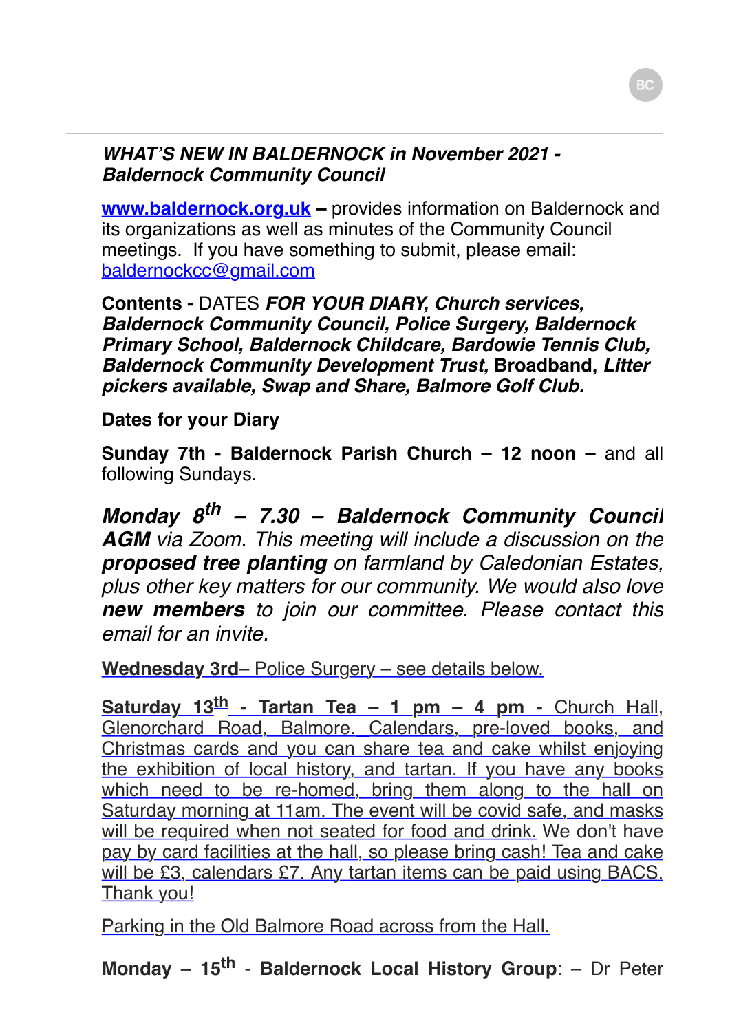***WHAT'S NEW IN BALDERNOCK in November 2021 - Baldernock Community Council***

**www.baldernock.org.uk –** provides information on Baldernock and its organizations as well as minutes of the Community Council meetings. If you have something to submit, please email: baldernockcc@gmail.com

**Contents -** DATES ***FOR YOUR DIARY, Church services, Baldernock Community Council, Police Surgery, Baldernock Primary School, Baldernock Childcare, Bardowie Tennis Club, Baldernock Community Development Trust,*** **Broadband,** ***Litter pickers available, Swap and Share, Balmore Golf Club.***

**Dates for your Diary**

**Sunday 7th - Baldernock Parish Church – 12 noon –** and all following Sundays.

***Monday 8th – 7.30 – Baldernock Community Council AGM*** *via Zoom. This meeting will include a discussion on the* ***proposed tree planting*** *on farmland by Caledonian Estates, plus other key matters for our community. We would also love* ***new members*** *to join our committee. Please contact this email for an invite.*

**Wednesday 3rd**– Police Surgery – see details below.

**Saturday 13th - Tartan Tea – 1 pm – 4 pm -** Church Hall, Glenorchard Road, Balmore. Calendars, pre-loved books, and Christmas cards and you can share tea and cake whilst enjoying the exhibition of local history, and tartan. If you have any books which need to be re-homed, bring them along to the hall on Saturday morning at 11am. The event will be covid safe, and masks will be required when not seated for food and drink. We don't have pay by card facilities at the hall, so please bring cash! Tea and cake will be £3, calendars £7. Any tartan items can be paid using BACS. Thank you!

Parking in the Old Balmore Road across from the Hall.

**Monday – 15th - Baldernock Local History Group**: – Dr Peter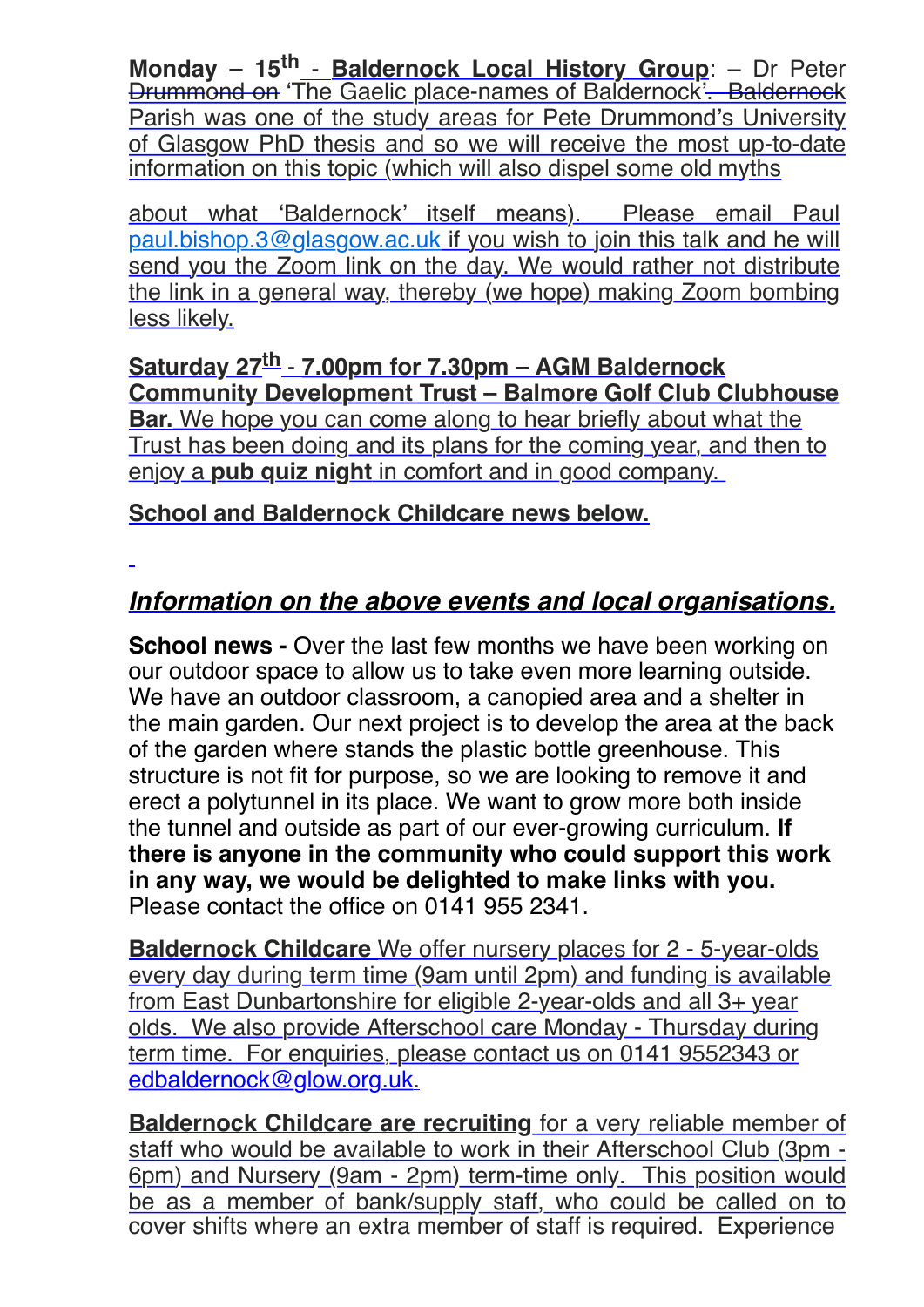**Monday – 15th - Baldernock Local History Group**: – Dr Peter ~~Drummond on~~ 'The Gaelic place-names of Baldernock'. ~~Baldernock~~ Parish was one of the study areas for Pete Drummond's University of Glasgow PhD thesis and so we will receive the most up-to-date information on this topic (which will also dispel some old myths

about what 'Baldernock' itself means). Please email Paul paul.bishop.3@glasgow.ac.uk if you wish to join this talk and he will send you the Zoom link on the day. We would rather not distribute the link in a general way, thereby (we hope) making Zoom bombing less likely.

**Saturday 27th - 7.00pm for 7.30pm – AGM Baldernock Community Development Trust – Balmore Golf Club Clubhouse Bar.** We hope you can come along to hear briefly about what the Trust has been doing and its plans for the coming year, and then to enjoy a **pub quiz night** in comfort and in good company.

**School and Baldernock Childcare news below.**

## ***Information on the above events and local organisations.***

**School news -** Over the last few months we have been working on our outdoor space to allow us to take even more learning outside. We have an outdoor classroom, a canopied area and a shelter in the main garden. Our next project is to develop the area at the back of the garden where stands the plastic bottle greenhouse. This structure is not fit for purpose, so we are looking to remove it and erect a polytunnel in its place. We want to grow more both inside the tunnel and outside as part of our ever-growing curriculum. **If there is anyone in the community who could support this work in any way, we would be delighted to make links with you.** Please contact the office on 0141 955 2341.

**Baldernock Childcare** We offer nursery places for 2 - 5-year-olds every day during term time (9am until 2pm) and funding is available from East Dunbartonshire for eligible 2-year-olds and all 3+ year olds. We also provide Afterschool care Monday - Thursday during term time. For enquiries, please contact us on 0141 9552343 or edbaldernock@glow.org.uk.

**Baldernock Childcare are recruiting** for a very reliable member of staff who would be available to work in their Afterschool Club (3pm - 6pm) and Nursery (9am - 2pm) term-time only. This position would be as a member of bank/supply staff, who could be called on to cover shifts where an extra member of staff is required. Experience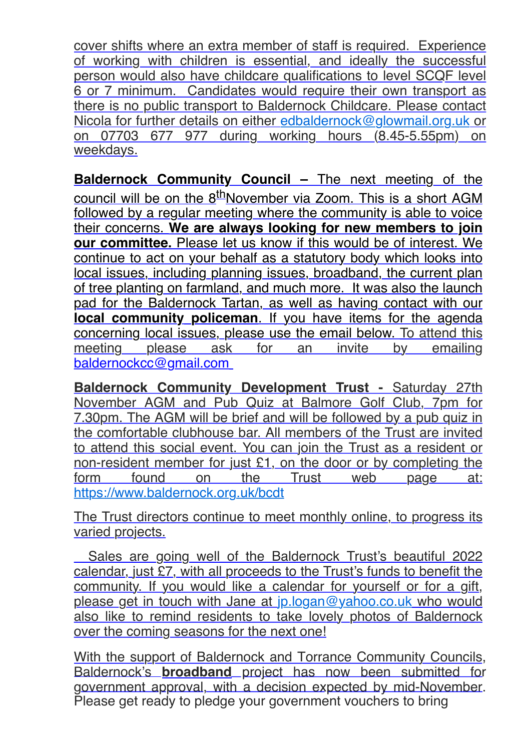cover shifts where an extra member of staff is required. Experience of working with children is essential, and ideally the successful person would also have childcare qualifications to level SCQF level 6 or 7 minimum. Candidates would require their own transport as there is no public transport to Baldernock Childcare. Please contact Nicola for further details on either edbaldernock@glowmail.org.uk or on 07703 677 977 during working hours (8.45-5.55pm) on weekdays.

**Baldernock Community Council** – The next meeting of the council will be on the 8th November via Zoom. This is a short AGM followed by a regular meeting where the community is able to voice their concerns. **We are always looking for new members to join our committee.** Please let us know if this would be of interest. We continue to act on your behalf as a statutory body which looks into local issues, including planning issues, broadband, the current plan of tree planting on farmland, and much more. It was also the launch pad for the Baldernock Tartan, as well as having contact with our **local community policeman**. If you have items for the agenda concerning local issues, please use the email below. To attend this meeting please ask for an invite by emailing baldernockcc@gmail.com

**Baldernock Community Development Trust -** Saturday 27th November AGM and Pub Quiz at Balmore Golf Club, 7pm for 7.30pm. The AGM will be brief and will be followed by a pub quiz in the comfortable clubhouse bar. All members of the Trust are invited to attend this social event. You can join the Trust as a resident or non-resident member for just £1, on the door or by completing the form found on the Trust web page at: https://www.baldernock.org.uk/bcdt

The Trust directors continue to meet monthly online, to progress its varied projects.

Sales are going well of the Baldernock Trust's beautiful 2022 calendar, just £7, with all proceeds to the Trust's funds to benefit the community. If you would like a calendar for yourself or for a gift, please get in touch with Jane at jp.logan@yahoo.co.uk who would also like to remind residents to take lovely photos of Baldernock over the coming seasons for the next one!

With the support of Baldernock and Torrance Community Councils, Baldernock's **broadband** project has now been submitted for government approval, with a decision expected by mid-November. Please get ready to pledge your government vouchers to bring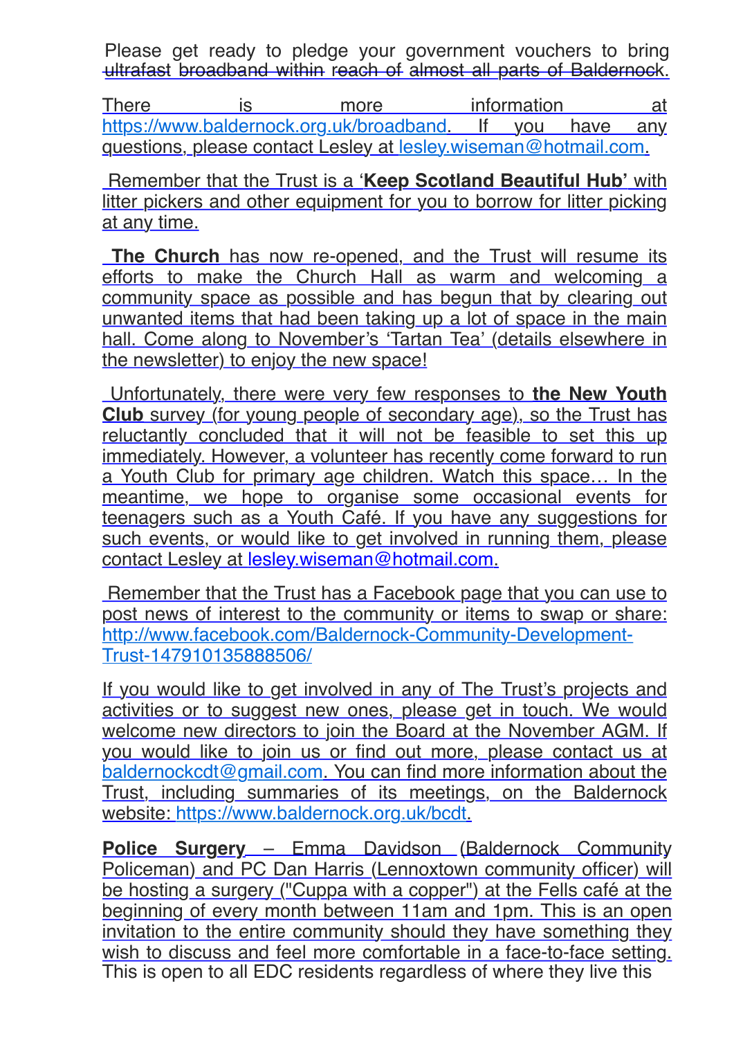Please get ready to pledge your government vouchers to bring ~~ultrafast broadband within reach of almost all parts of Baldernock.~~

There is more information at https://www.baldernock.org.uk/broadband. If you have any questions, please contact Lesley at lesley.wiseman@hotmail.com.

Remember that the Trust is a '**Keep Scotland Beautiful Hub'** with litter pickers and other equipment for you to borrow for litter picking at any time.

**The Church** has now re-opened, and the Trust will resume its efforts to make the Church Hall as warm and welcoming a community space as possible and has begun that by clearing out unwanted items that had been taking up a lot of space in the main hall. Come along to November's 'Tartan Tea' (details elsewhere in the newsletter) to enjoy the new space!

Unfortunately, there were very few responses to **the New Youth Club** survey (for young people of secondary age), so the Trust has reluctantly concluded that it will not be feasible to set this up immediately. However, a volunteer has recently come forward to run a Youth Club for primary age children. Watch this space… In the meantime, we hope to organise some occasional events for teenagers such as a Youth Café. If you have any suggestions for such events, or would like to get involved in running them, please contact Lesley at lesley.wiseman@hotmail.com.

Remember that the Trust has a Facebook page that you can use to post news of interest to the community or items to swap or share: http://www.facebook.com/Baldernock-Community-Development-Trust-147910135888506/

If you would like to get involved in any of The Trust's projects and activities or to suggest new ones, please get in touch. We would welcome new directors to join the Board at the November AGM. If you would like to join us or find out more, please contact us at baldernockcdt@gmail.com. You can find more information about the Trust, including summaries of its meetings, on the Baldernock website: https://www.baldernock.org.uk/bcdt.

**Police Surgery** – Emma Davidson (Baldernock Community Policeman) and PC Dan Harris (Lennoxtown community officer) will be hosting a surgery ("Cuppa with a copper") at the Fells café at the beginning of every month between 11am and 1pm. This is an open invitation to the entire community should they have something they wish to discuss and feel more comfortable in a face-to-face setting. This is open to all EDC residents regardless of where they live this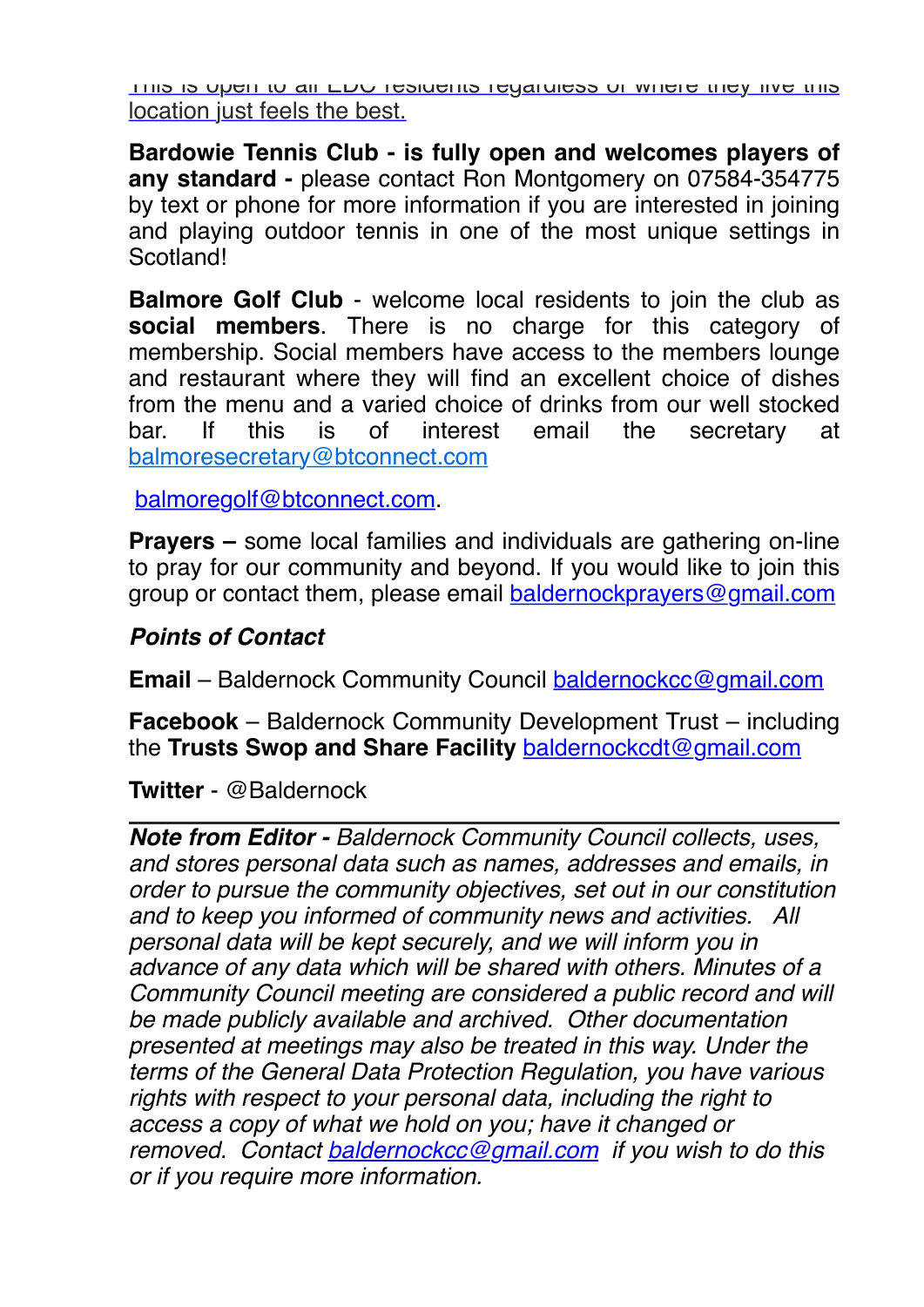This is open to all EDC residents regardless of where they live this location just feels the best.

**Bardowie Tennis Club - is fully open and welcomes players of any standard -** please contact Ron Montgomery on 07584-354775 by text or phone for more information if you are interested in joining and playing outdoor tennis in one of the most unique settings in Scotland!

**Balmore Golf Club** - welcome local residents to join the club as **social members**. There is no charge for this category of membership. Social members have access to the members lounge and restaurant where they will find an excellent choice of dishes from the menu and a varied choice of drinks from our well stocked bar. If this is of interest email the secretary at balmoresecretary@btconnect.com

balmoregolf@btconnect.com.

**Prayers –** some local families and individuals are gathering on-line to pray for our community and beyond. If you would like to join this group or contact them, please email baldernockprayers@gmail.com

***Points of Contact***

**Email** – Baldernock Community Council baldernockcc@gmail.com

**Facebook** – Baldernock Community Development Trust – including the **Trusts Swop and Share Facility** baldernockcdt@gmail.com

**Twitter** - @Baldernock

---

***Note from Editor -*** *Baldernock Community Council collects, uses, and stores personal data such as names, addresses and emails, in order to pursue the community objectives, set out in our constitution and to keep you informed of community news and activities. All personal data will be kept securely, and we will inform you in advance of any data which will be shared with others. Minutes of a Community Council meeting are considered a public record and will be made publicly available and archived. Other documentation presented at meetings may also be treated in this way. Under the terms of the General Data Protection Regulation, you have various rights with respect to your personal data, including the right to access a copy of what we hold on you; have it changed or removed. Contact baldernockcc@gmail.com if you wish to do this or if you require more information.*